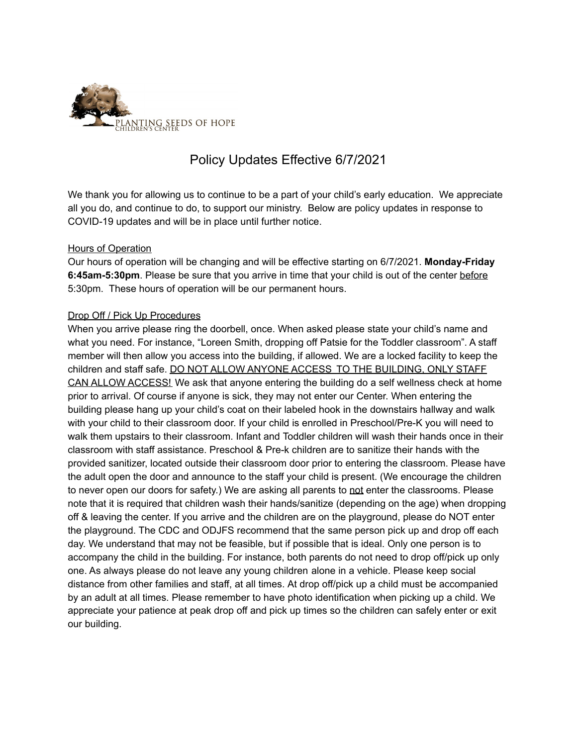PLANTING SEEDS OF HOPE
CHILDREN'S CENTER

# Policy Updates Effective 6/7/2021

We thank you for allowing us to continue to be a part of your child's early education. We appreciate all you do, and continue to do, to support our ministry. Below are policy updates in response to COVID-19 updates and will be in place until further notice.

## Hours of Operation

Our hours of operation will be changing and will be effective starting on 6/7/2021. **Monday-Friday 6:45am-5:30pm**. Please be sure that you arrive in time that your child is out of the center before 5:30pm. These hours of operation will be our permanent hours.

## Drop Off / Pick Up Procedures

When you arrive please ring the doorbell, once. When asked please state your child's name and what you need. For instance, "Loreen Smith, dropping off Patsie for the Toddler classroom". A staff member will then allow you access into the building, if allowed. We are a locked facility to keep the children and staff safe. DO NOT ALLOW ANYONE ACCESS TO THE BUILDING, ONLY STAFF CAN ALLOW ACCESS! We ask that anyone entering the building do a self wellness check at home prior to arrival. Of course if anyone is sick, they may not enter our Center. When entering the building please hang up your child's coat on their labeled hook in the downstairs hallway and walk with your child to their classroom door. If your child is enrolled in Preschool/Pre-K you will need to walk them upstairs to their classroom. Infant and Toddler children will wash their hands once in their classroom with staff assistance. Preschool & Pre-k children are to sanitize their hands with the provided sanitizer, located outside their classroom door prior to entering the classroom. Please have the adult open the door and announce to the staff your child is present. (We encourage the children to never open our doors for safety.) We are asking all parents to not enter the classrooms. Please note that it is required that children wash their hands/sanitize (depending on the age) when dropping off & leaving the center. If you arrive and the children are on the playground, please do NOT enter the playground. The CDC and ODJFS recommend that the same person pick up and drop off each day. We understand that may not be feasible, but if possible that is ideal. Only one person is to accompany the child in the building. For instance, both parents do not need to drop off/pick up only one. As always please do not leave any young children alone in a vehicle. Please keep social distance from other families and staff, at all times. At drop off/pick up a child must be accompanied by an adult at all times. Please remember to have photo identification when picking up a child. We appreciate your patience at peak drop off and pick up times so the children can safely enter or exit our building.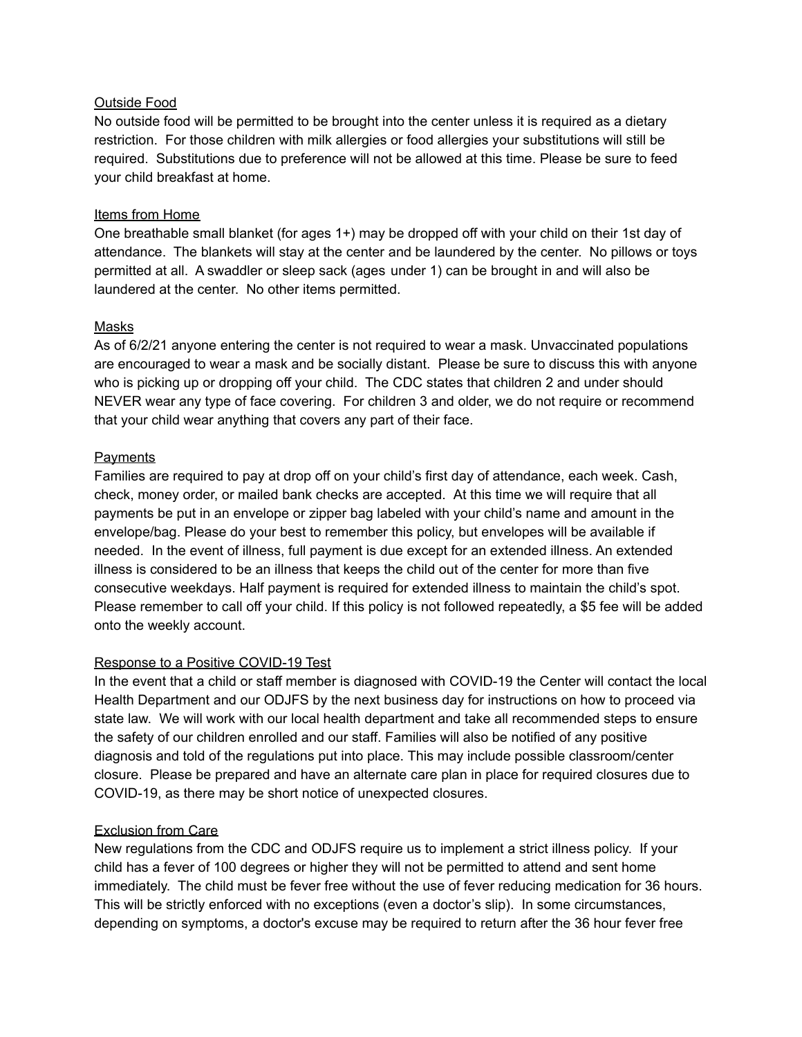## Outside Food

No outside food will be permitted to be brought into the center unless it is required as a dietary restriction. For those children with milk allergies or food allergies your substitutions will still be required. Substitutions due to preference will not be allowed at this time. Please be sure to feed your child breakfast at home.

## Items from Home

One breathable small blanket (for ages 1+) may be dropped off with your child on their 1st day of attendance. The blankets will stay at the center and be laundered by the center. No pillows or toys permitted at all. A swaddler or sleep sack (ages under 1) can be brought in and will also be laundered at the center. No other items permitted.

## Masks

As of 6/2/21 anyone entering the center is not required to wear a mask. Unvaccinated populations are encouraged to wear a mask and be socially distant. Please be sure to discuss this with anyone who is picking up or dropping off your child. The CDC states that children 2 and under should NEVER wear any type of face covering. For children 3 and older, we do not require or recommend that your child wear anything that covers any part of their face.

## Payments

Families are required to pay at drop off on your child's first day of attendance, each week. Cash, check, money order, or mailed bank checks are accepted. At this time we will require that all payments be put in an envelope or zipper bag labeled with your child's name and amount in the envelope/bag. Please do your best to remember this policy, but envelopes will be available if needed. In the event of illness, full payment is due except for an extended illness. An extended illness is considered to be an illness that keeps the child out of the center for more than five consecutive weekdays. Half payment is required for extended illness to maintain the child's spot. Please remember to call off your child. If this policy is not followed repeatedly, a $5 fee will be added onto the weekly account.

## Response to a Positive COVID-19 Test

In the event that a child or staff member is diagnosed with COVID-19 the Center will contact the local Health Department and our ODJFS by the next business day for instructions on how to proceed via state law. We will work with our local health department and take all recommended steps to ensure the safety of our children enrolled and our staff. Families will also be notified of any positive diagnosis and told of the regulations put into place. This may include possible classroom/center closure. Please be prepared and have an alternate care plan in place for required closures due to COVID-19, as there may be short notice of unexpected closures.

## Exclusion from Care

New regulations from the CDC and ODJFS require us to implement a strict illness policy. If your child has a fever of 100 degrees or higher they will not be permitted to attend and sent home immediately. The child must be fever free without the use of fever reducing medication for 36 hours. This will be strictly enforced with no exceptions (even a doctor's slip). In some circumstances, depending on symptoms, a doctor's excuse may be required to return after the 36 hour fever free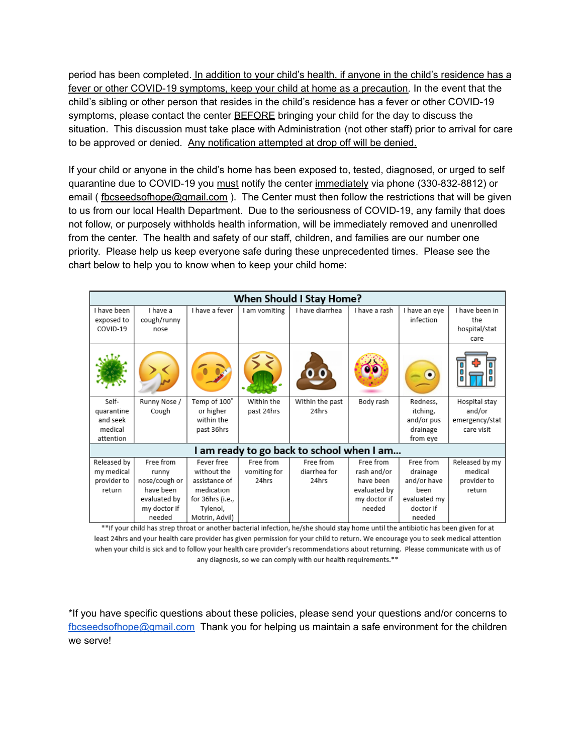period has been completed. In addition to your child's health, if anyone in the child's residence has a fever or other COVID-19 symptoms, keep your child at home as a precaution. In the event that the child's sibling or other person that resides in the child's residence has a fever or other COVID-19 symptoms, please contact the center BEFORE bringing your child for the day to discuss the situation. This discussion must take place with Administration (not other staff) prior to arrival for care to be approved or denied. Any notification attempted at drop off will be denied.

If your child or anyone in the child's home has been exposed to, tested, diagnosed, or urged to self quarantine due to COVID-19 you must notify the center immediately via phone (330-832-8812) or email ( fbcseedsofhope@gmail.com ). The Center must then follow the restrictions that will be given to us from our local Health Department. Due to the seriousness of COVID-19, any family that does not follow, or purposely withholds health information, will be immediately removed and unenrolled from the center. The health and safety of our staff, children, and families are our number one priority. Please help us keep everyone safe during these unprecedented times. Please see the chart below to help you to know when to keep your child home:

| When Should I Stay Home? | | | | | | | |
|---|---|---|---|---|---|---|---|
| I have been exposed to COVID-19 | I have a cough/runny nose | I have a fever | I am vomiting | I have diarrhea | I have a rash | I have an eye infection | I have been in the hospital/stat care |
| Self-quarantine and seek medical attention | Runny Nose / Cough | Temp of 100˚ or higher within the past 36hrs | Within the past 24hrs | Within the past 24hrs | Body rash | Redness, itching, and/or pus drainage from eye | Hospital stay and/or emergency/stat care visit |
| **I am ready to go back to school when I am...** | | | | | | | |
| Released by my medical provider to return | Free from runny nose/cough or have been evaluated by my doctor if needed | Fever free without the assistance of medication for 36hrs (i.e., Tylenol, Motrin, Advil) | Free from vomiting for 24hrs | Free from diarrhea for 24hrs | Free from rash and/or have been evaluated by my doctor if needed | Free from drainage and/or have been evaluated my doctor if needed | Released by my medical provider to return |

**If your child has strep throat or another bacterial infection, he/she should stay home until the antibiotic has been given for at least 24hrs and your health care provider has given permission for your child to return. We encourage you to seek medical attention when your child is sick and to follow your health care provider's recommendations about returning. Please communicate with us of any diagnosis, so we can comply with our health requirements.**

*If you have specific questions about these policies, please send your questions and/or concerns to fbcseedsofhope@gmail.com Thank you for helping us maintain a safe environment for the children we serve!